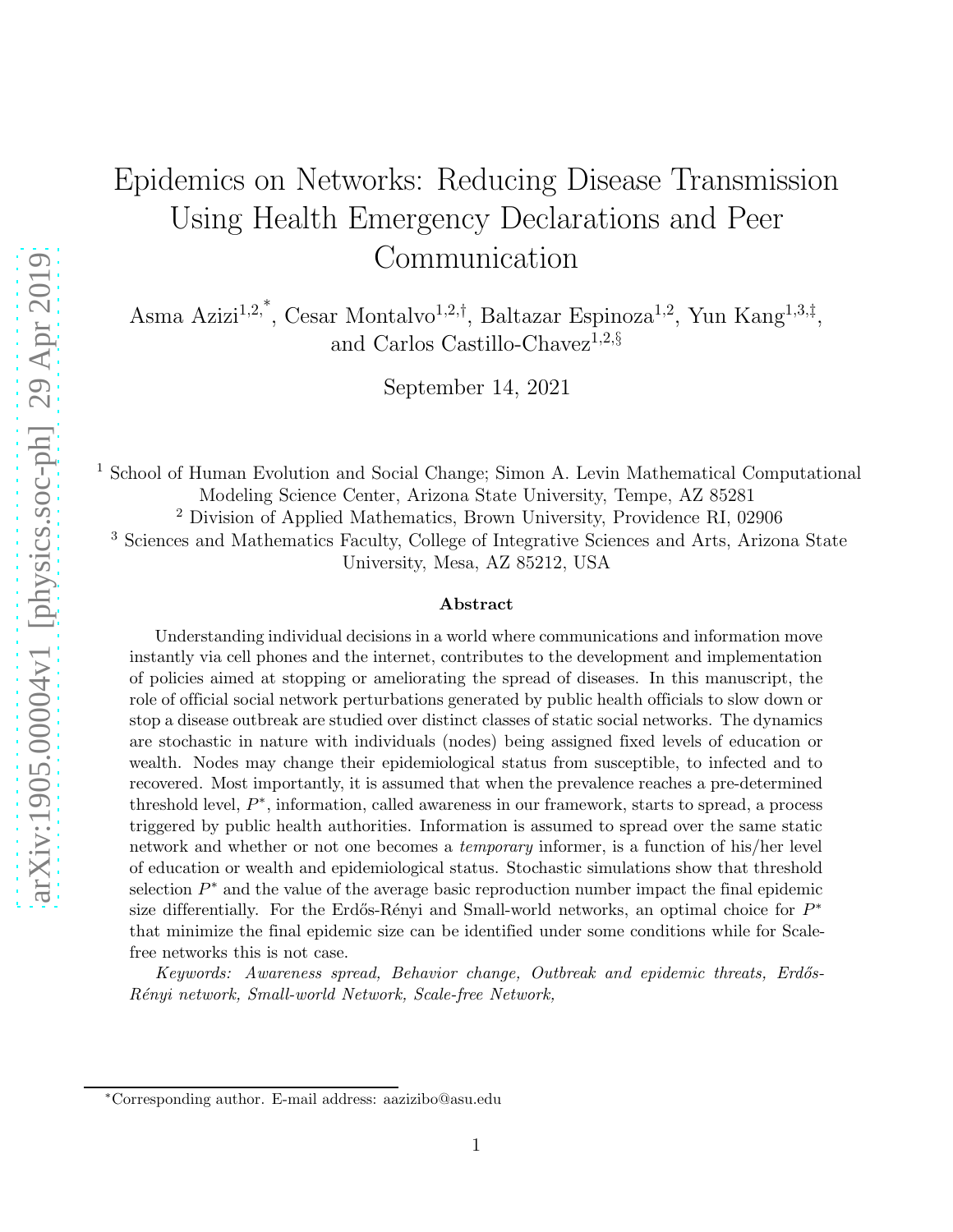# Epidemics on Networks: Reducing Disease Transmission Using Health Emergency Declarations and Peer Communication

Asma Azizi[1,2,*], Cesar Montalvo[1,2,†], Baltazar Espinoza[1,2], Yun Kang[1,3,‡], and Carlos Castillo-Chavez[1,2,§]

September 14, 2021

[1] School of Human Evolution and Social Change; Simon A. Levin Mathematical Computational Modeling Science Center, Arizona State University, Tempe, AZ 85281

[2] Division of Applied Mathematics, Brown University, Providence RI, 02906

[3] Sciences and Mathematics Faculty, College of Integrative Sciences and Arts, Arizona State University, Mesa, AZ 85212, USA

## Abstract

Understanding individual decisions in a world where communications and information move instantly via cell phones and the internet, contributes to the development and implementation of policies aimed at stopping or ameliorating the spread of diseases. In this manuscript, the role of official social network perturbations generated by public health officials to slow down or stop a disease outbreak are studied over distinct classes of static social networks. The dynamics are stochastic in nature with individuals (nodes) being assigned fixed levels of education or wealth. Nodes may change their epidemiological status from susceptible, to infected and to recovered. Most importantly, it is assumed that when the prevalence reaches a pre-determined threshold level, $P^*$, information, called awareness in our framework, starts to spread, a process triggered by public health authorities. Information is assumed to spread over the same static network and whether or not one becomes a *temporary* informer, is a function of his/her level of education or wealth and epidemiological status. Stochastic simulations show that threshold selection $P^*$ and the value of the average basic reproduction number impact the final epidemic size differentially. For the Erdős-Rényi and Small-world networks, an optimal choice for $P^*$ that minimize the final epidemic size can be identified under some conditions while for Scale-free networks this is not case.

*Keywords: Awareness spread, Behavior change, Outbreak and epidemic threats, Erdős-Rényi network, Small-world Network, Scale-free Network,*

[*] Corresponding author. E-mail address: aazizibo@asu.edu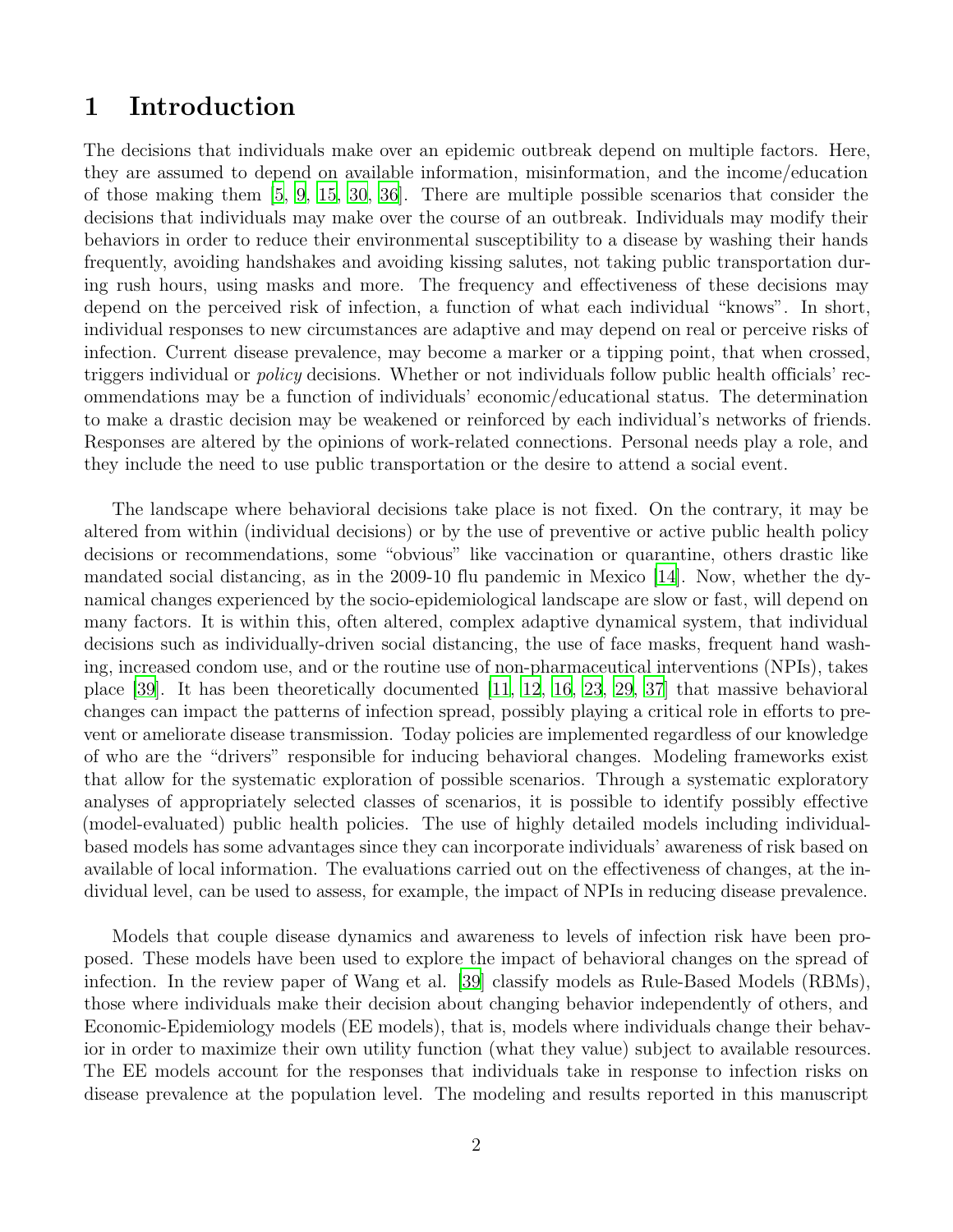# 1 Introduction

The decisions that individuals make over an epidemic outbreak depend on multiple factors. Here, they are assumed to depend on available information, misinformation, and the income/education of those making them [5, 9, 15, 30, 36]. There are multiple possible scenarios that consider the decisions that individuals may make over the course of an outbreak. Individuals may modify their behaviors in order to reduce their environmental susceptibility to a disease by washing their hands frequently, avoiding handshakes and avoiding kissing salutes, not taking public transportation during rush hours, using masks and more. The frequency and effectiveness of these decisions may depend on the perceived risk of infection, a function of what each individual "knows". In short, individual responses to new circumstances are adaptive and may depend on real or perceive risks of infection. Current disease prevalence, may become a marker or a tipping point, that when crossed, triggers individual or *policy* decisions. Whether or not individuals follow public health officials' recommendations may be a function of individuals' economic/educational status. The determination to make a drastic decision may be weakened or reinforced by each individual's networks of friends. Responses are altered by the opinions of work-related connections. Personal needs play a role, and they include the need to use public transportation or the desire to attend a social event.

The landscape where behavioral decisions take place is not fixed. On the contrary, it may be altered from within (individual decisions) or by the use of preventive or active public health policy decisions or recommendations, some "obvious" like vaccination or quarantine, others drastic like mandated social distancing, as in the 2009-10 flu pandemic in Mexico [14]. Now, whether the dynamical changes experienced by the socio-epidemiological landscape are slow or fast, will depend on many factors. It is within this, often altered, complex adaptive dynamical system, that individual decisions such as individually-driven social distancing, the use of face masks, frequent hand washing, increased condom use, and or the routine use of non-pharmaceutical interventions (NPIs), takes place [39]. It has been theoretically documented [11, 12, 16, 23, 29, 37] that massive behavioral changes can impact the patterns of infection spread, possibly playing a critical role in efforts to prevent or ameliorate disease transmission. Today policies are implemented regardless of our knowledge of who are the "drivers" responsible for inducing behavioral changes. Modeling frameworks exist that allow for the systematic exploration of possible scenarios. Through a systematic exploratory analyses of appropriately selected classes of scenarios, it is possible to identify possibly effective (model-evaluated) public health policies. The use of highly detailed models including individual-based models has some advantages since they can incorporate individuals' awareness of risk based on available of local information. The evaluations carried out on the effectiveness of changes, at the individual level, can be used to assess, for example, the impact of NPIs in reducing disease prevalence.

Models that couple disease dynamics and awareness to levels of infection risk have been proposed. These models have been used to explore the impact of behavioral changes on the spread of infection. In the review paper of Wang et al. [39] classify models as Rule-Based Models (RBMs), those where individuals make their decision about changing behavior independently of others, and Economic-Epidemiology models (EE models), that is, models where individuals change their behavior in order to maximize their own utility function (what they value) subject to available resources. The EE models account for the responses that individuals take in response to infection risks on disease prevalence at the population level. The modeling and results reported in this manuscript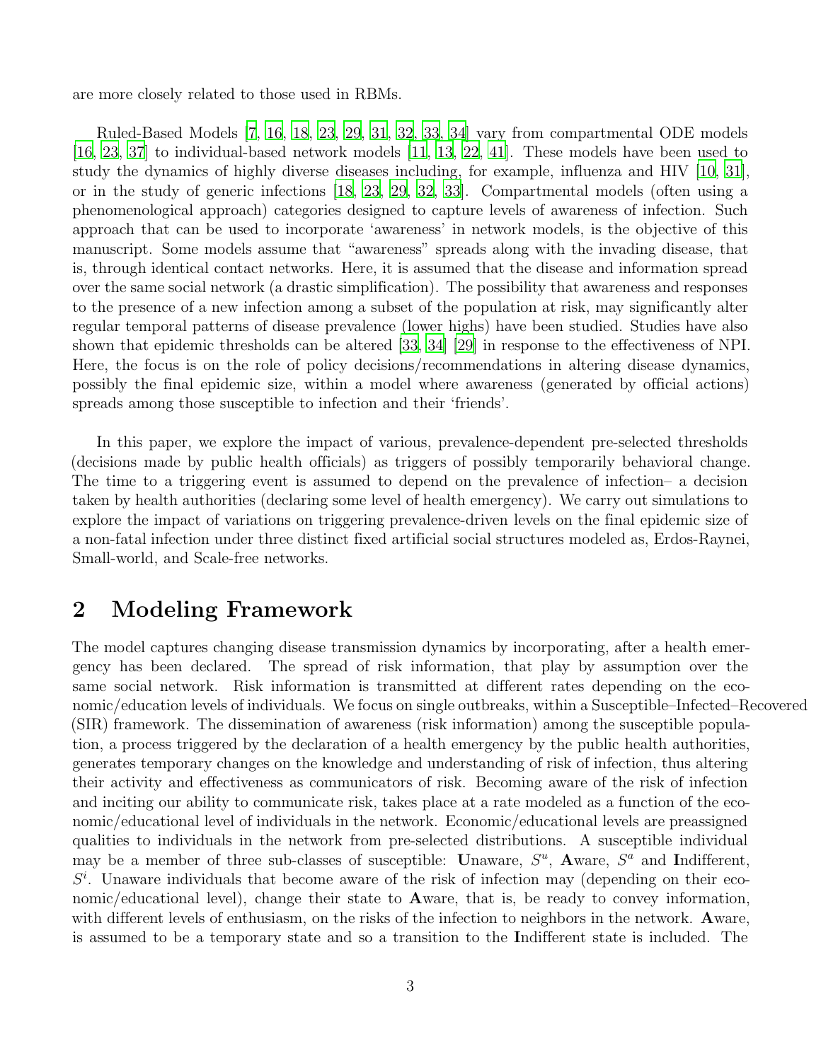are more closely related to those used in RBMs.

Ruled-Based Models [7, 16, 18, 23, 29, 31, 32, 33, 34] vary from compartmental ODE models [16, 23, 37] to individual-based network models [11, 13, 22, 41]. These models have been used to study the dynamics of highly diverse diseases including, for example, influenza and HIV [10, 31], or in the study of generic infections [18, 23, 29, 32, 33]. Compartmental models (often using a phenomenological approach) categories designed to capture levels of awareness of infection. Such approach that can be used to incorporate 'awareness' in network models, is the objective of this manuscript. Some models assume that "awareness" spreads along with the invading disease, that is, through identical contact networks. Here, it is assumed that the disease and information spread over the same social network (a drastic simplification). The possibility that awareness and responses to the presence of a new infection among a subset of the population at risk, may significantly alter regular temporal patterns of disease prevalence (lower highs) have been studied. Studies have also shown that epidemic thresholds can be altered [33, 34] [29] in response to the effectiveness of NPI. Here, the focus is on the role of policy decisions/recommendations in altering disease dynamics, possibly the final epidemic size, within a model where awareness (generated by official actions) spreads among those susceptible to infection and their 'friends'.

In this paper, we explore the impact of various, prevalence-dependent pre-selected thresholds (decisions made by public health officials) as triggers of possibly temporarily behavioral change. The time to a triggering event is assumed to depend on the prevalence of infection– a decision taken by health authorities (declaring some level of health emergency). We carry out simulations to explore the impact of variations on triggering prevalence-driven levels on the final epidemic size of a non-fatal infection under three distinct fixed artificial social structures modeled as, Erdos-Raynei, Small-world, and Scale-free networks.

## 2 Modeling Framework

The model captures changing disease transmission dynamics by incorporating, after a health emergency has been declared. The spread of risk information, that play by assumption over the same social network. Risk information is transmitted at different rates depending on the economic/education levels of individuals. We focus on single outbreaks, within a Susceptible–Infected–Recovered (SIR) framework. The dissemination of awareness (risk information) among the susceptible population, a process triggered by the declaration of a health emergency by the public health authorities, generates temporary changes on the knowledge and understanding of risk of infection, thus altering their activity and effectiveness as communicators of risk. Becoming aware of the risk of infection and inciting our ability to communicate risk, takes place at a rate modeled as a function of the economic/educational level of individuals in the network. Economic/educational levels are preassigned qualities to individuals in the network from pre-selected distributions. A susceptible individual may be a member of three sub-classes of susceptible: **U**naware, $S^u$, **A**ware, $S^a$ and **I**ndifferent, $S^i$. Unaware individuals that become aware of the risk of infection may (depending on their economic/educational level), change their state to **A**ware, that is, be ready to convey information, with different levels of enthusiasm, on the risks of the infection to neighbors in the network. **A**ware, is assumed to be a temporary state and so a transition to the **I**ndifferent state is included. The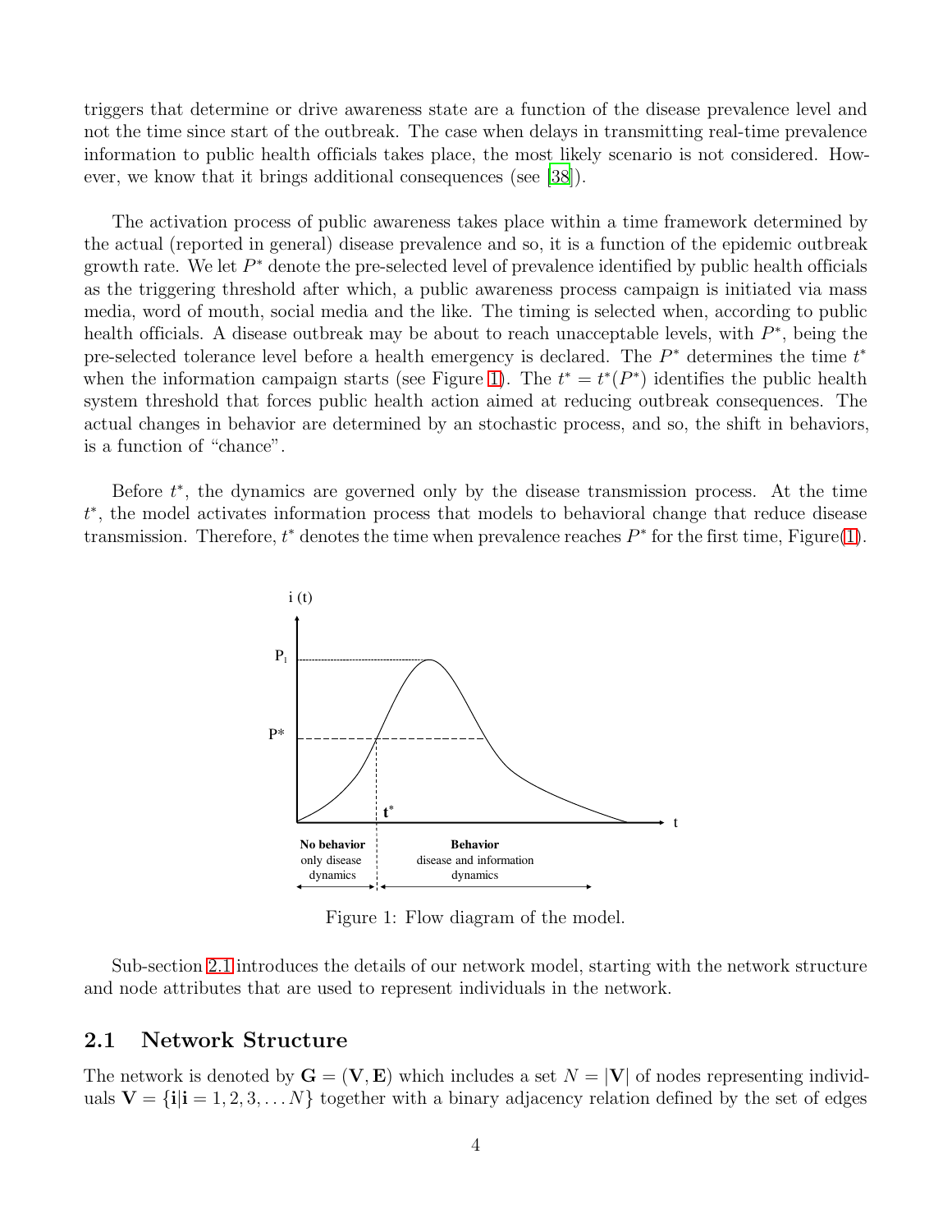triggers that determine or drive awareness state are a function of the disease prevalence level and not the time since start of the outbreak. The case when delays in transmitting real-time prevalence information to public health officials takes place, the most likely scenario is not considered. However, we know that it brings additional consequences (see [38]).

The activation process of public awareness takes place within a time framework determined by the actual (reported in general) disease prevalence and so, it is a function of the epidemic outbreak growth rate. We let $P^*$ denote the pre-selected level of prevalence identified by public health officials as the triggering threshold after which, a public awareness process campaign is initiated via mass media, word of mouth, social media and the like. The timing is selected when, according to public health officials. A disease outbreak may be about to reach unacceptable levels, with $P^*$, being the pre-selected tolerance level before a health emergency is declared. The $P^*$ determines the time $t^*$ when the information campaign starts (see Figure 1). The $t^* = t^*(P^*)$ identifies the public health system threshold that forces public health action aimed at reducing outbreak consequences. The actual changes in behavior are determined by an stochastic process, and so, the shift in behaviors, is a function of "chance".

Before $t^*$, the dynamics are governed only by the disease transmission process. At the time $t^*$, the model activates information process that models to behavioral change that reduce disease transmission. Therefore, $t^*$ denotes the time when prevalence reaches $P^*$ for the first time, Figure(1).

Figure 1: Flow diagram of the model.

Sub-section 2.1 introduces the details of our network model, starting with the network structure and node attributes that are used to represent individuals in the network.

## 2.1 Network Structure

The network is denoted by $\mathbf{G} = (\mathbf{V}, \mathbf{E})$ which includes a set $N = |\mathbf{V}|$ of nodes representing individuals $\mathbf{V} = \{\mathbf{i} | \mathbf{i} = 1, 2, 3, \ldots N\}$ together with a binary adjacency relation defined by the set of edges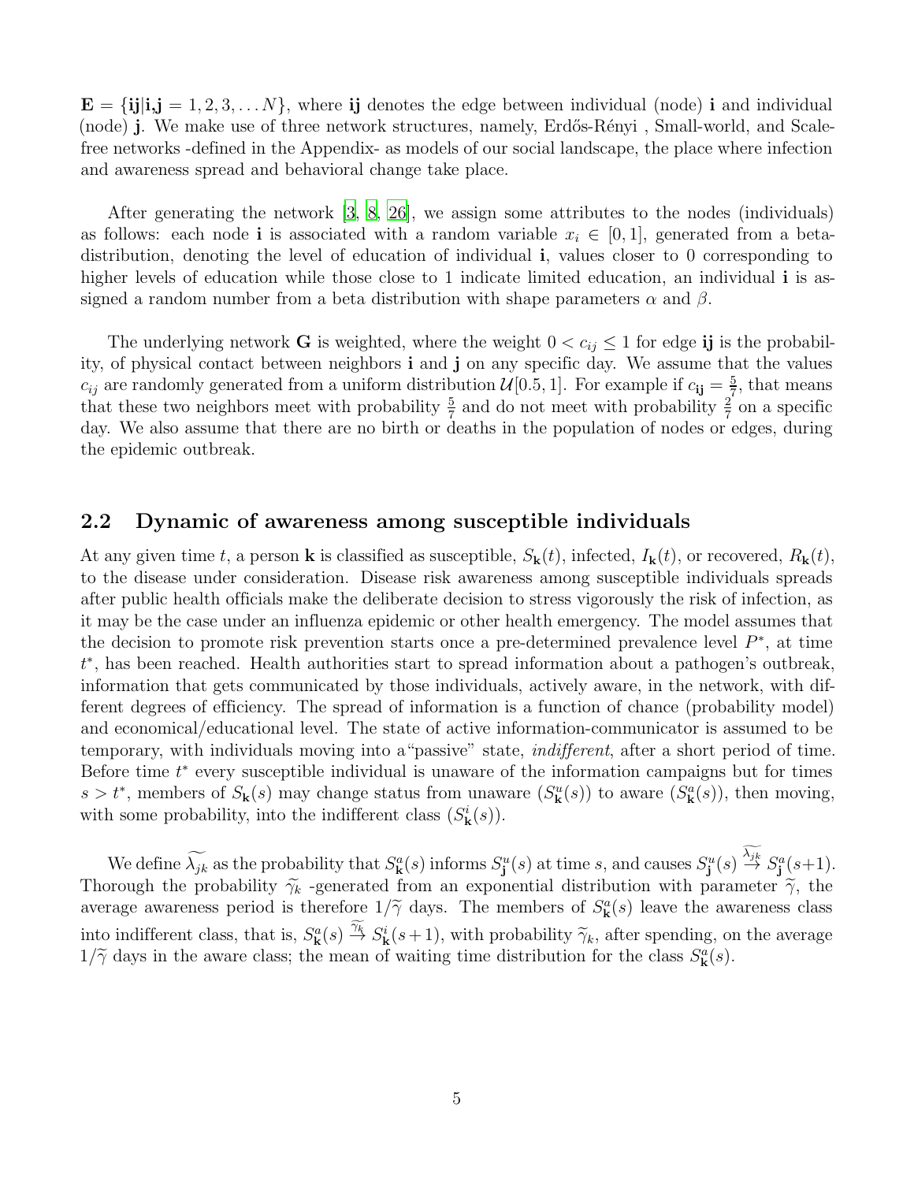$\mathbf{E} = \{\mathbf{ij} | \mathbf{i}, \mathbf{j} = 1, 2, 3, \dots N\}$, where $\mathbf{ij}$ denotes the edge between individual (node) $\mathbf{i}$ and individual (node) $\mathbf{j}$. We make use of three network structures, namely, Erdős-Rényi , Small-world, and Scale-free networks -defined in the Appendix- as models of our social landscape, the place where infection and awareness spread and behavioral change take place.

After generating the network [3, 8, 26], we assign some attributes to the nodes (individuals) as follows: each node $\mathbf{i}$ is associated with a random variable $x_i \in [0, 1]$, generated from a beta-distribution, denoting the level of education of individual $\mathbf{i}$, values closer to 0 corresponding to higher levels of education while those close to 1 indicate limited education, an individual $\mathbf{i}$ is assigned a random number from a beta distribution with shape parameters $\alpha$ and $\beta$.

The underlying network $\mathbf{G}$ is weighted, where the weight $0 < c_{ij} \leq 1$ for edge $\mathbf{ij}$ is the probability, of physical contact between neighbors $\mathbf{i}$ and $\mathbf{j}$ on any specific day. We assume that the values $c_{ij}$ are randomly generated from a uniform distribution $\mathcal{U}[0.5, 1]$. For example if $c_{\mathbf{ij}} = \frac{5}{7}$, that means that these two neighbors meet with probability $\frac{5}{7}$ and do not meet with probability $\frac{2}{7}$ on a specific day. We also assume that there are no birth or deaths in the population of nodes or edges, during the epidemic outbreak.

## 2.2 Dynamic of awareness among susceptible individuals

At any given time $t$, a person $\mathbf{k}$ is classified as susceptible, $S_{\mathbf{k}}(t)$, infected, $I_{\mathbf{k}}(t)$, or recovered, $R_{\mathbf{k}}(t)$, to the disease under consideration. Disease risk awareness among susceptible individuals spreads after public health officials make the deliberate decision to stress vigorously the risk of infection, as it may be the case under an influenza epidemic or other health emergency. The model assumes that the decision to promote risk prevention starts once a pre-determined prevalence level $P^*$, at time $t^*$, has been reached. Health authorities start to spread information about a pathogen's outbreak, information that gets communicated by those individuals, actively aware, in the network, with different degrees of efficiency. The spread of information is a function of chance (probability model) and economical/educational level. The state of active information-communicator is assumed to be temporary, with individuals moving into a"passive" state, *indifferent*, after a short period of time. Before time $t^*$ every susceptible individual is unaware of the information campaigns but for times $s > t^*$, members of $S_{\mathbf{k}}(s)$ may change status from unaware ($S^u_{\mathbf{k}}(s)$) to aware ($S^a_{\mathbf{k}}(s)$), then moving, with some probability, into the indifferent class ($S^i_{\mathbf{k}}(s)$).

We define $\widetilde{\lambda_{jk}}$ as the probability that $S^a_{\mathbf{k}}(s)$ informs $S^u_{\mathbf{j}}(s)$ at time $s$, and causes $S^u_{\mathbf{j}}(s) \overset{\widetilde{\lambda_{jk}}}{\to} S^a_{\mathbf{j}}(s+1)$. Thorough the probability $\widetilde{\gamma}_k$ -generated from an exponential distribution with parameter $\widetilde{\gamma}$, the average awareness period is therefore $1/\widetilde{\gamma}$ days. The members of $S^a_{\mathbf{k}}(s)$ leave the awareness class into indifferent class, that is, $S^a_{\mathbf{k}}(s) \overset{\widetilde{\gamma_k}}{\to} S^i_{\mathbf{k}}(s+1)$, with probability $\widetilde{\gamma}_k$, after spending, on the average $1/\widetilde{\gamma}$ days in the aware class; the mean of waiting time distribution for the class $S^a_{\mathbf{k}}(s)$.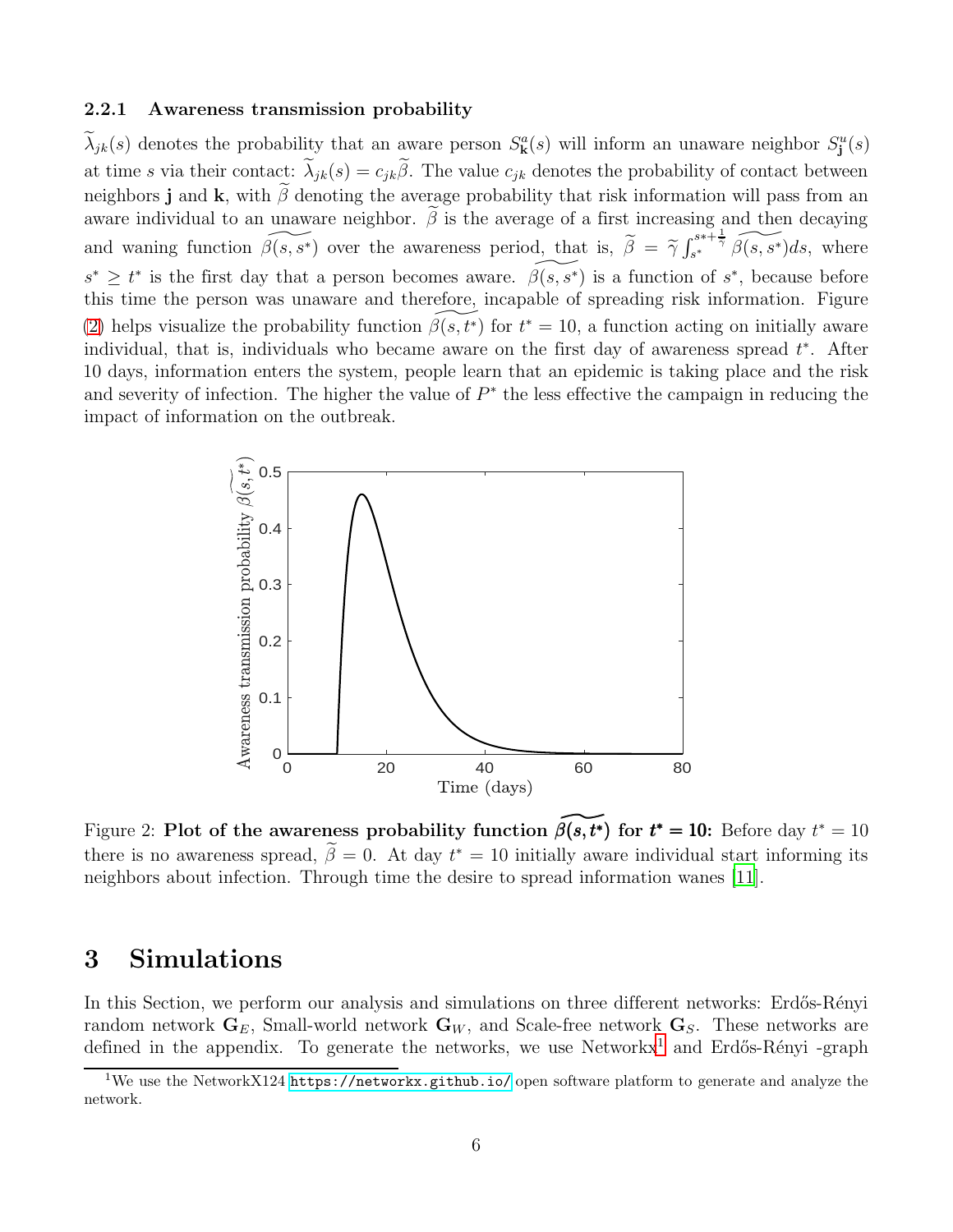### 2.2.1 Awareness transmission probability

$\widetilde{\lambda}_{jk}(s)$ denotes the probability that an aware person $S^a_{\mathbf{k}}(s)$ will inform an unaware neighbor $S^u_{\mathbf{j}}(s)$ at time $s$ via their contact: $\widetilde{\lambda}_{jk}(s) = c_{jk}\widetilde{\beta}$. The value $c_{jk}$ denotes the probability of contact between neighbors $\mathbf{j}$ and $\mathbf{k}$, with $\widetilde{\beta}$ denoting the average probability that risk information will pass from an aware individual to an unaware neighbor. $\widetilde{\beta}$ is the average of a first increasing and then decaying and waning function $\widetilde{\beta(s, s^*)}$ over the awareness period, that is, $\widetilde{\beta} = \widetilde{\gamma} \int_{s^*}^{s*+\frac{1}{\widetilde{\gamma}}} \widetilde{\beta(s, s^*)} ds$, where $s^* \geq t^*$ is the first day that a person becomes aware. $\widetilde{\beta(s, s^*)}$ is a function of $s^*$, because before this time the person was unaware and therefore, incapable of spreading risk information. Figure (2) helps visualize the probability function $\widetilde{\beta(s, t^*)}$ for $t^* = 10$, a function acting on initially aware individual, that is, individuals who became aware on the first day of awareness spread $t^*$. After 10 days, information enters the system, people learn that an epidemic is taking place and the risk and severity of infection. The higher the value of $P^*$ the less effective the campaign in reducing the impact of information on the outbreak.

Figure 2: **Plot of the awareness probability function $\widetilde{\beta(s, t^*)}$ for $t^* = 10$:** Before day $t^* = 10$ there is no awareness spread, $\widetilde{\beta} = 0$. At day $t^* = 10$ initially aware individual start informing its neighbors about infection. Through time the desire to spread information wanes [11].

# 3 Simulations

In this Section, we perform our analysis and simulations on three different networks: Erdős-Rényi random network $\mathbf{G}_E$, Small-world network $\mathbf{G}_W$, and Scale-free network $\mathbf{G}_S$. These networks are defined in the appendix. To generate the networks, we use Networkx[1] and Erdős-Rényi -graph

[1] We use the NetworkX124 https://networkx.github.io/ open software platform to generate and analyze the network.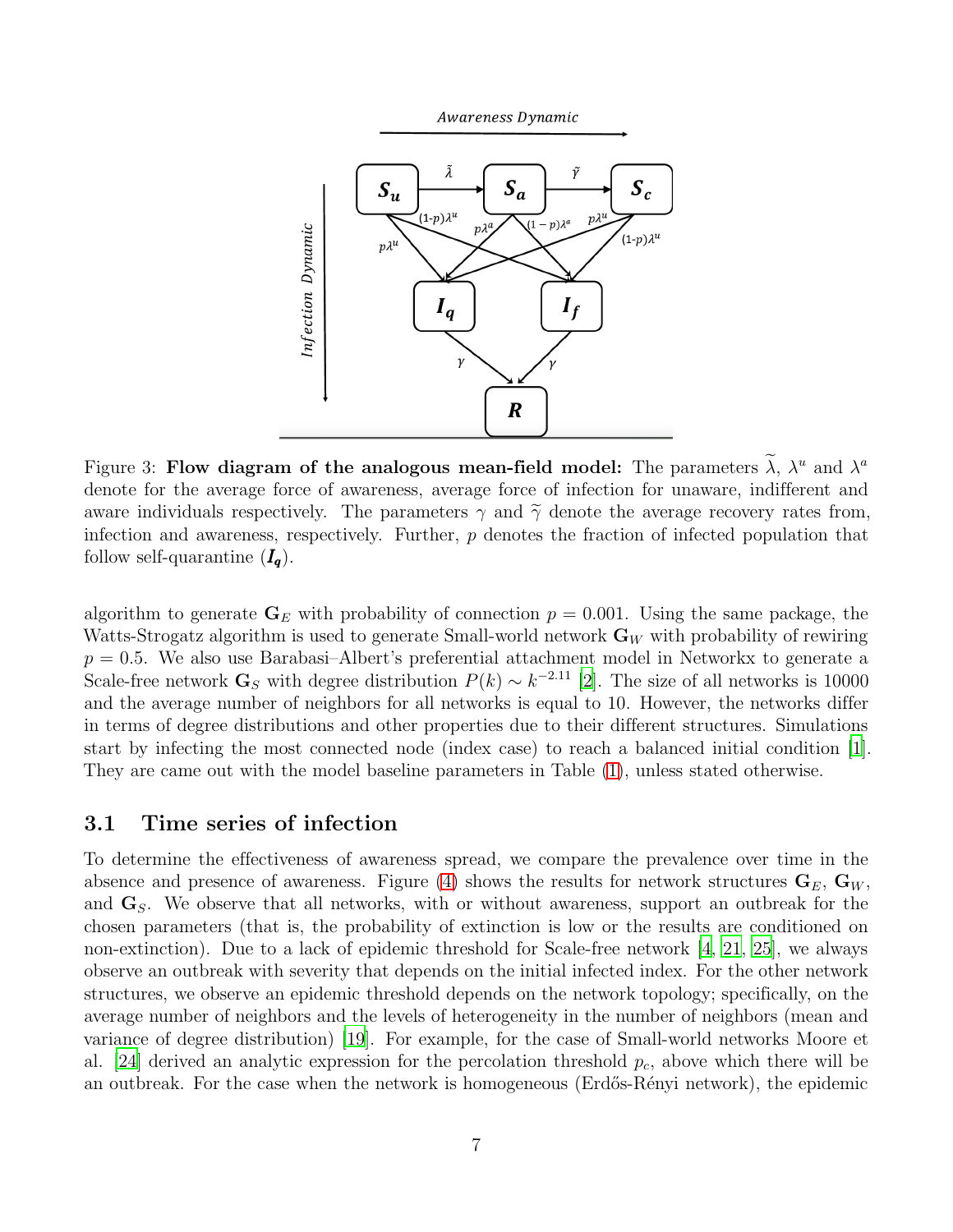Figure 3: **Flow diagram of the analogous mean-field model:** The parameters $\widetilde{\lambda}$, $\lambda^u$ and $\lambda^a$ denote for the average force of awareness, average force of infection for unaware, indifferent and aware individuals respectively. The parameters $\gamma$ and $\widetilde{\gamma}$ denote the average recovery rates from, infection and awareness, respectively. Further, $p$ denotes the fraction of infected population that follow self-quarantine ($\boldsymbol{I_q}$).

algorithm to generate $\mathbf{G}_E$ with probability of connection $p = 0.001$. Using the same package, the Watts-Strogatz algorithm is used to generate Small-world network $\mathbf{G}_W$ with probability of rewiring $p = 0.5$. We also use Barabasi–Albert's preferential attachment model in Networkx to generate a Scale-free network $\mathbf{G}_S$ with degree distribution $P(k) \sim k^{-2.11}$ [2]. The size of all networks is 10000 and the average number of neighbors for all networks is equal to 10. However, the networks differ in terms of degree distributions and other properties due to their different structures. Simulations start by infecting the most connected node (index case) to reach a balanced initial condition [1]. They are came out with the model baseline parameters in Table (1), unless stated otherwise.

### 3.1 Time series of infection

To determine the effectiveness of awareness spread, we compare the prevalence over time in the absence and presence of awareness. Figure (4) shows the results for network structures $\mathbf{G}_E$, $\mathbf{G}_W$, and $\mathbf{G}_S$. We observe that all networks, with or without awareness, support an outbreak for the chosen parameters (that is, the probability of extinction is low or the results are conditioned on non-extinction). Due to a lack of epidemic threshold for Scale-free network [4, 21, 25], we always observe an outbreak with severity that depends on the initial infected index. For the other network structures, we observe an epidemic threshold depends on the network topology; specifically, on the average number of neighbors and the levels of heterogeneity in the number of neighbors (mean and variance of degree distribution) [19]. For example, for the case of Small-world networks Moore et al. [24] derived an analytic expression for the percolation threshold $p_c$, above which there will be an outbreak. For the case when the network is homogeneous (Erdős-Rényi network), the epidemic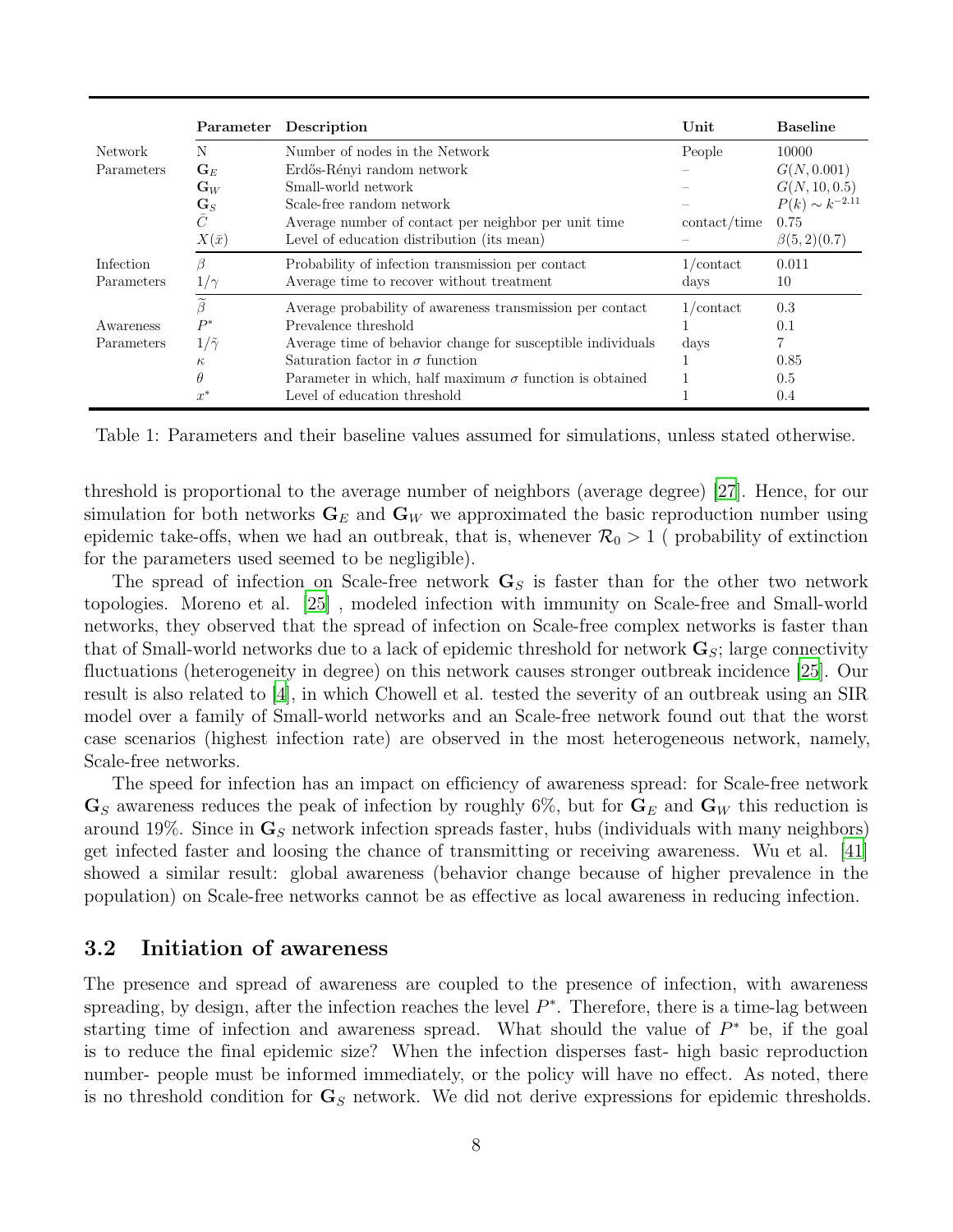| | Parameter | Description | Unit | Baseline |
|---|---|---|---|---|
| Network | N | Number of nodes in the Network | People | 10000 |
| Parameters | $\mathbf{G}_E$ | Erdős-Rényi random network | – | $G(N, 0.001)$ |
| | $\mathbf{G}_W$ | Small-world network | – | $G(N, 10, 0.5)$ |
| | $\mathbf{G}_S$ | Scale-free random network | – | $P(k) \sim k^{-2.11}$ |
| | $\bar{C}$ | Average number of contact per neighbor per unit time | contact/time | 0.75 |
| | $X(\bar{x})$ | Level of education distribution (its mean) | – | $\beta(5, 2)(0.7)$ |
| Infection | $\beta$ | Probability of infection transmission per contact | 1/contact | 0.011 |
| Parameters | $1/\gamma$ | Average time to recover without treatment | days | 10 |
| | $\widetilde{\beta}$ | Average probability of awareness transmission per contact | 1/contact | 0.3 |
| Awareness | $P^*$ | Prevalence threshold | 1 | 0.1 |
| Parameters | $1/\tilde{\gamma}$ | Average time of behavior change for susceptible individuals | days | 7 |
| | $\kappa$ | Saturation factor in $\sigma$ function | 1 | 0.85 |
| | $\theta$ | Parameter in which, half maximum $\sigma$ function is obtained | 1 | 0.5 |
| | $x^*$ | Level of education threshold | 1 | 0.4 |

Table 1: Parameters and their baseline values assumed for simulations, unless stated otherwise.

threshold is proportional to the average number of neighbors (average degree) [27]. Hence, for our simulation for both networks $\mathbf{G}_E$ and $\mathbf{G}_W$ we approximated the basic reproduction number using epidemic take-offs, when we had an outbreak, that is, whenever $\mathcal{R}_0 > 1$ ( probability of extinction for the parameters used seemed to be negligible).

The spread of infection on Scale-free network $\mathbf{G}_S$ is faster than for the other two network topologies. Moreno et al. [25] , modeled infection with immunity on Scale-free and Small-world networks, they observed that the spread of infection on Scale-free complex networks is faster than that of Small-world networks due to a lack of epidemic threshold for network $\mathbf{G}_S$; large connectivity fluctuations (heterogeneity in degree) on this network causes stronger outbreak incidence [25]. Our result is also related to [4], in which Chowell et al. tested the severity of an outbreak using an SIR model over a family of Small-world networks and an Scale-free network found out that the worst case scenarios (highest infection rate) are observed in the most heterogeneous network, namely, Scale-free networks.

The speed for infection has an impact on efficiency of awareness spread: for Scale-free network $\mathbf{G}_S$ awareness reduces the peak of infection by roughly 6%, but for $\mathbf{G}_E$ and $\mathbf{G}_W$ this reduction is around 19%. Since in $\mathbf{G}_S$ network infection spreads faster, hubs (individuals with many neighbors) get infected faster and loosing the chance of transmitting or receiving awareness. Wu et al. [41] showed a similar result: global awareness (behavior change because of higher prevalence in the population) on Scale-free networks cannot be as effective as local awareness in reducing infection.

## 3.2 Initiation of awareness

The presence and spread of awareness are coupled to the presence of infection, with awareness spreading, by design, after the infection reaches the level $P^*$. Therefore, there is a time-lag between starting time of infection and awareness spread. What should the value of $P^*$ be, if the goal is to reduce the final epidemic size? When the infection disperses fast- high basic reproduction number- people must be informed immediately, or the policy will have no effect. As noted, there is no threshold condition for $\mathbf{G}_S$ network. We did not derive expressions for epidemic thresholds.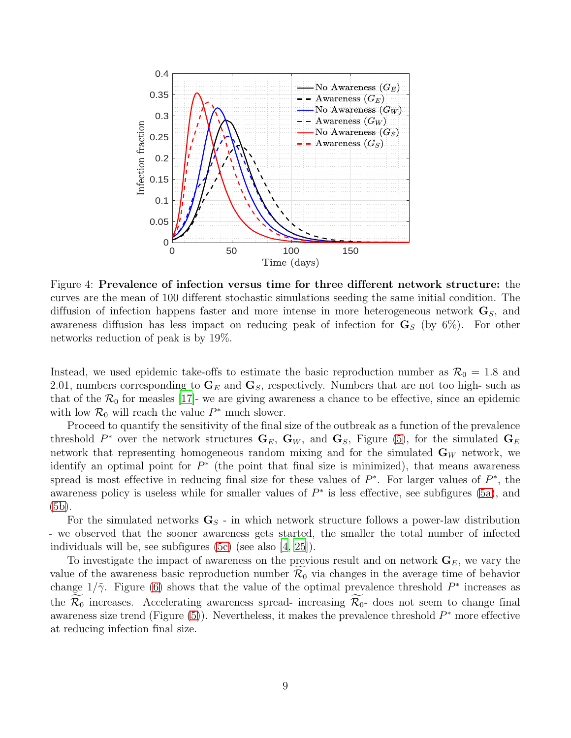Figure 4: **Prevalence of infection versus time for three different network structure:** the curves are the mean of 100 different stochastic simulations seeding the same initial condition. The diffusion of infection happens faster and more intense in more heterogeneous network $\mathbf{G}_S$, and awareness diffusion has less impact on reducing peak of infection for $\mathbf{G}_S$ (by 6%). For other networks reduction of peak is by 19%.

Instead, we used epidemic take-offs to estimate the basic reproduction number as $\mathcal{R}_0 = 1.8$ and 2.01, numbers corresponding to $\mathbf{G}_E$ and $\mathbf{G}_S$, respectively. Numbers that are not too high- such as that of the $\mathcal{R}_0$ for measles [17]- we are giving awareness a chance to be effective, since an epidemic with low $\mathcal{R}_0$ will reach the value $P^*$ much slower.

Proceed to quantify the sensitivity of the final size of the outbreak as a function of the prevalence threshold $P^*$ over the network structures $\mathbf{G}_E$, $\mathbf{G}_W$, and $\mathbf{G}_S$, Figure (5), for the simulated $\mathbf{G}_E$ network that representing homogeneous random mixing and for the simulated $\mathbf{G}_W$ network, we identify an optimal point for $P^*$ (the point that final size is minimized), that means awareness spread is most effective in reducing final size for these values of $P^*$. For larger values of $P^*$, the awareness policy is useless while for smaller values of $P^*$ is less effective, see subfigures (5a), and (5b).

For the simulated networks $\mathbf{G}_S$ - in which network structure follows a power-law distribution - we observed that the sooner awareness gets started, the smaller the total number of infected individuals will be, see subfigures (5c) (see also [4, 25]).

To investigate the impact of awareness on the previous result and on network $\mathbf{G}_E$, we vary the value of the awareness basic reproduction number $\widetilde{\mathcal{R}_0}$ via changes in the average time of behavior change $1/\tilde{\gamma}$. Figure (6) shows that the value of the optimal prevalence threshold $P^*$ increases as the $\widetilde{\mathcal{R}_0}$ increases. Accelerating awareness spread- increasing $\widetilde{\mathcal{R}_0}$- does not seem to change final awareness size trend (Figure (5)). Nevertheless, it makes the prevalence threshold $P^*$ more effective at reducing infection final size.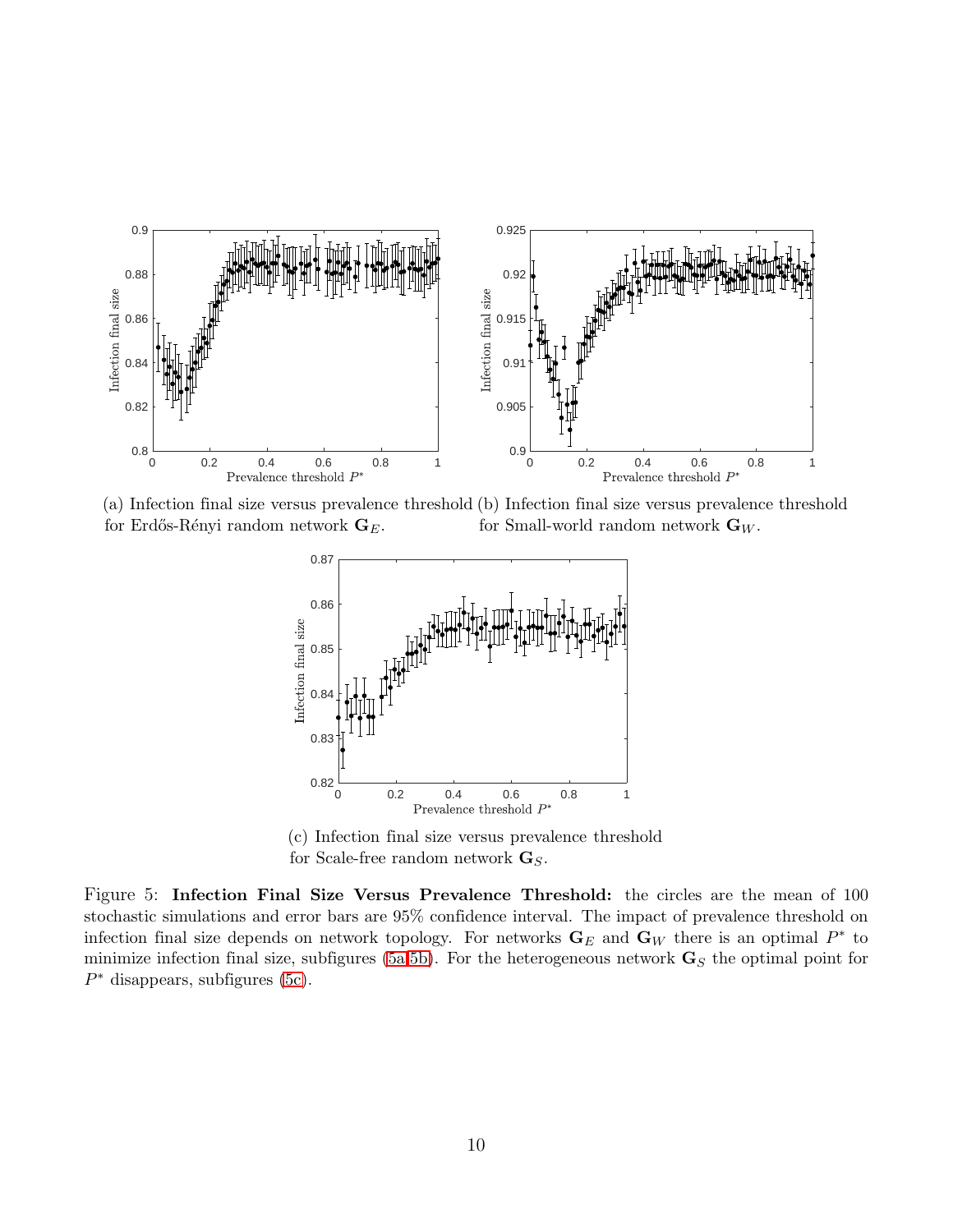(a) Infection final size versus prevalence threshold for Erdős-Rényi random network $\mathbf{G}_E$.

(b) Infection final size versus prevalence threshold for Small-world random network $\mathbf{G}_W$.

(c) Infection final size versus prevalence threshold for Scale-free random network $\mathbf{G}_S$.

Figure 5: **Infection Final Size Versus Prevalence Threshold:** the circles are the mean of 100 stochastic simulations and error bars are 95% confidence interval. The impact of prevalence threshold on infection final size depends on network topology. For networks $\mathbf{G}_E$ and $\mathbf{G}_W$ there is an optimal $P^*$ to minimize infection final size, subfigures (5a,5b). For the heterogeneous network $\mathbf{G}_S$ the optimal point for $P^*$ disappears, subfigures (5c).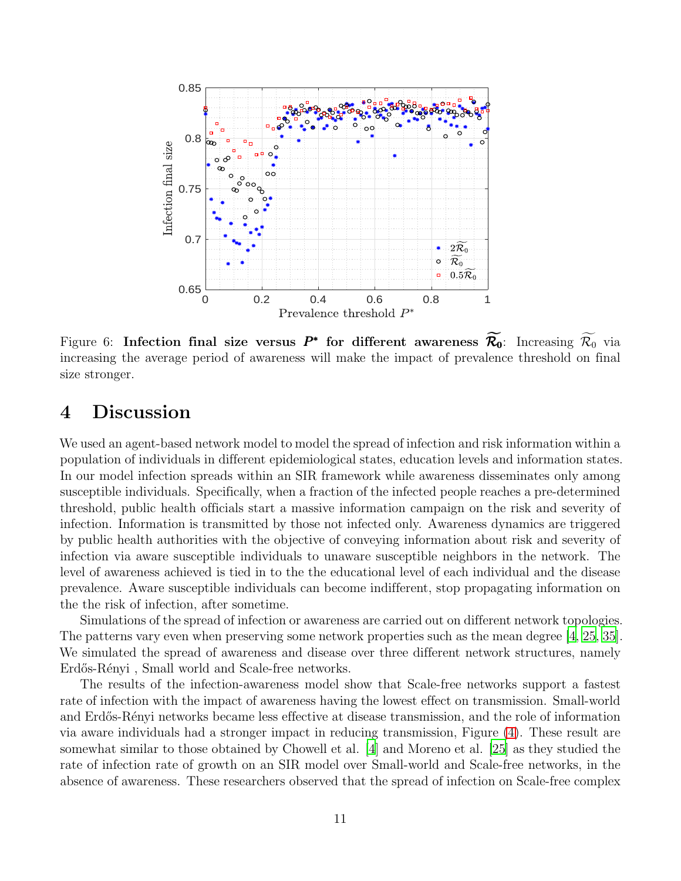Figure 6: **Infection final size versus $P^*$ for different awareness $\widetilde{\mathcal{R}_0}$**: Increasing $\widetilde{\mathcal{R}_0}$ via increasing the average period of awareness will make the impact of prevalence threshold on final size stronger.

# 4 Discussion

We used an agent-based network model to model the spread of infection and risk information within a population of individuals in different epidemiological states, education levels and information states. In our model infection spreads within an SIR framework while awareness disseminates only among susceptible individuals. Specifically, when a fraction of the infected people reaches a pre-determined threshold, public health officials start a massive information campaign on the risk and severity of infection. Information is transmitted by those not infected only. Awareness dynamics are triggered by public health authorities with the objective of conveying information about risk and severity of infection via aware susceptible individuals to unaware susceptible neighbors in the network. The level of awareness achieved is tied in to the the educational level of each individual and the disease prevalence. Aware susceptible individuals can become indifferent, stop propagating information on the the risk of infection, after sometime.

Simulations of the spread of infection or awareness are carried out on different network topologies. The patterns vary even when preserving some network properties such as the mean degree [4, 25, 35]. We simulated the spread of awareness and disease over three different network structures, namely Erdős-Rényi , Small world and Scale-free networks.

The results of the infection-awareness model show that Scale-free networks support a fastest rate of infection with the impact of awareness having the lowest effect on transmission. Small-world and Erdős-Rényi networks became less effective at disease transmission, and the role of information via aware individuals had a stronger impact in reducing transmission, Figure (4). These result are somewhat similar to those obtained by Chowell et al. [4] and Moreno et al. [25] as they studied the rate of infection rate of growth on an SIR model over Small-world and Scale-free networks, in the absence of awareness. These researchers observed that the spread of infection on Scale-free complex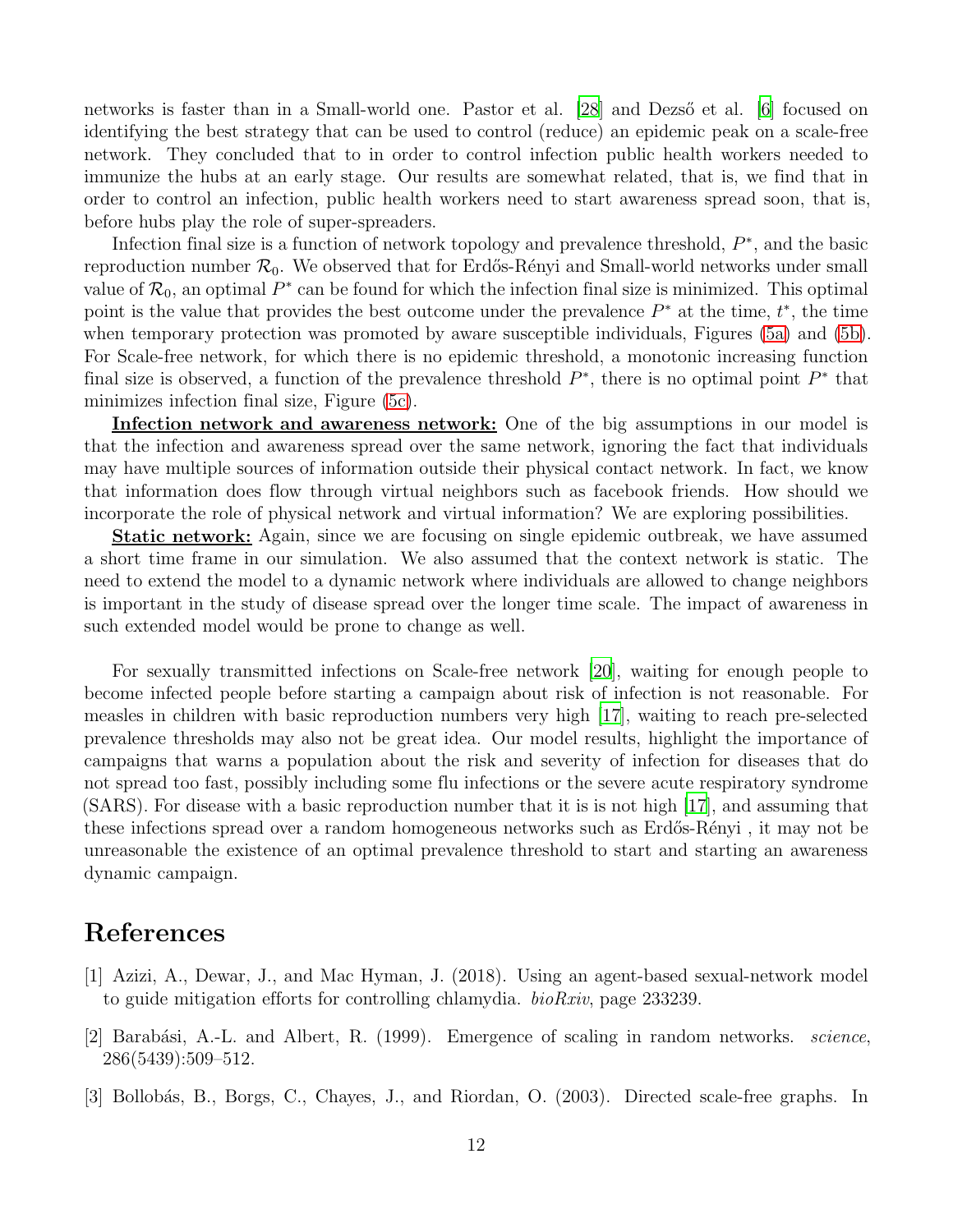networks is faster than in a Small-world one. Pastor et al. [28] and Dezső et al. [6] focused on identifying the best strategy that can be used to control (reduce) an epidemic peak on a scale-free network. They concluded that to in order to control infection public health workers needed to immunize the hubs at an early stage. Our results are somewhat related, that is, we find that in order to control an infection, public health workers need to start awareness spread soon, that is, before hubs play the role of super-spreaders.

Infection final size is a function of network topology and prevalence threshold, $P^*$, and the basic reproduction number $\mathcal{R}_0$. We observed that for Erdős-Rényi and Small-world networks under small value of $\mathcal{R}_0$, an optimal $P^*$ can be found for which the infection final size is minimized. This optimal point is the value that provides the best outcome under the prevalence $P^*$ at the time, $t^*$, the time when temporary protection was promoted by aware susceptible individuals, Figures (5a) and (5b). For Scale-free network, for which there is no epidemic threshold, a monotonic increasing function final size is observed, a function of the prevalence threshold $P^*$, there is no optimal point $P^*$ that minimizes infection final size, Figure (5c).

**Infection network and awareness network:** One of the big assumptions in our model is that the infection and awareness spread over the same network, ignoring the fact that individuals may have multiple sources of information outside their physical contact network. In fact, we know that information does flow through virtual neighbors such as facebook friends. How should we incorporate the role of physical network and virtual information? We are exploring possibilities.

**Static network:** Again, since we are focusing on single epidemic outbreak, we have assumed a short time frame in our simulation. We also assumed that the context network is static. The need to extend the model to a dynamic network where individuals are allowed to change neighbors is important in the study of disease spread over the longer time scale. The impact of awareness in such extended model would be prone to change as well.

For sexually transmitted infections on Scale-free network [20], waiting for enough people to become infected people before starting a campaign about risk of infection is not reasonable. For measles in children with basic reproduction numbers very high [17], waiting to reach pre-selected prevalence thresholds may also not be great idea. Our model results, highlight the importance of campaigns that warns a population about the risk and severity of infection for diseases that do not spread too fast, possibly including some flu infections or the severe acute respiratory syndrome (SARS). For disease with a basic reproduction number that it is is not high [17], and assuming that these infections spread over a random homogeneous networks such as Erdős-Rényi , it may not be unreasonable the existence of an optimal prevalence threshold to start and starting an awareness dynamic campaign.

# References

[1] Azizi, A., Dewar, J., and Mac Hyman, J. (2018). Using an agent-based sexual-network model to guide mitigation efforts for controlling chlamydia. *bioRxiv*, page 233239.

[2] Barabási, A.-L. and Albert, R. (1999). Emergence of scaling in random networks. *science*, 286(5439):509–512.

[3] Bollobás, B., Borgs, C., Chayes, J., and Riordan, O. (2003). Directed scale-free graphs. In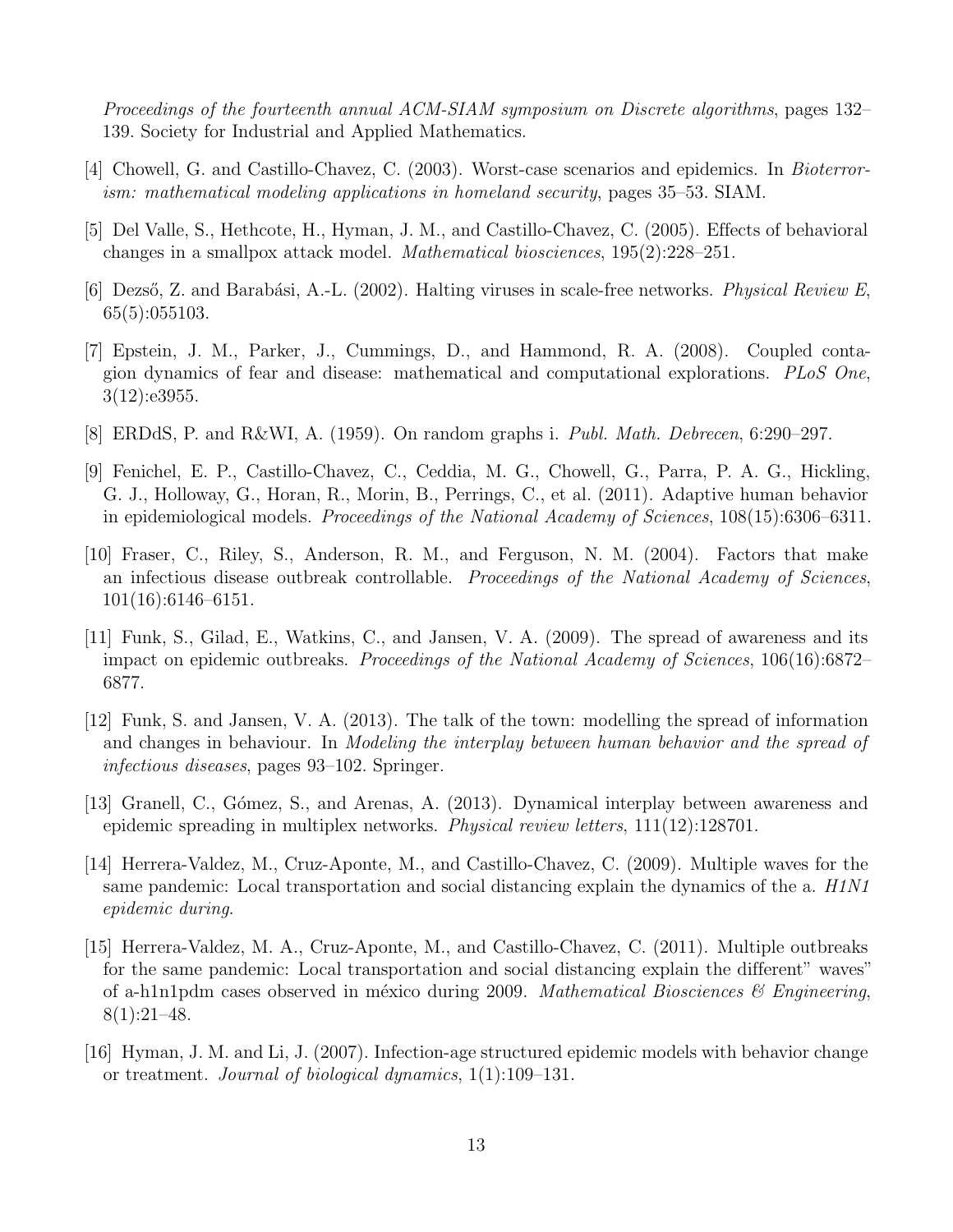*Proceedings of the fourteenth annual ACM-SIAM symposium on Discrete algorithms*, pages 132–139. Society for Industrial and Applied Mathematics.

[4] Chowell, G. and Castillo-Chavez, C. (2003). Worst-case scenarios and epidemics. In *Bioterrorism: mathematical modeling applications in homeland security*, pages 35–53. SIAM.

[5] Del Valle, S., Hethcote, H., Hyman, J. M., and Castillo-Chavez, C. (2005). Effects of behavioral changes in a smallpox attack model. *Mathematical biosciences*, 195(2):228–251.

[6] Dezső, Z. and Barabási, A.-L. (2002). Halting viruses in scale-free networks. *Physical Review E*, 65(5):055103.

[7] Epstein, J. M., Parker, J., Cummings, D., and Hammond, R. A. (2008). Coupled contagion dynamics of fear and disease: mathematical and computational explorations. *PLoS One*, 3(12):e3955.

[8] ERDdS, P. and R&WI, A. (1959). On random graphs i. *Publ. Math. Debrecen*, 6:290–297.

[9] Fenichel, E. P., Castillo-Chavez, C., Ceddia, M. G., Chowell, G., Parra, P. A. G., Hickling, G. J., Holloway, G., Horan, R., Morin, B., Perrings, C., et al. (2011). Adaptive human behavior in epidemiological models. *Proceedings of the National Academy of Sciences*, 108(15):6306–6311.

[10] Fraser, C., Riley, S., Anderson, R. M., and Ferguson, N. M. (2004). Factors that make an infectious disease outbreak controllable. *Proceedings of the National Academy of Sciences*, 101(16):6146–6151.

[11] Funk, S., Gilad, E., Watkins, C., and Jansen, V. A. (2009). The spread of awareness and its impact on epidemic outbreaks. *Proceedings of the National Academy of Sciences*, 106(16):6872–6877.

[12] Funk, S. and Jansen, V. A. (2013). The talk of the town: modelling the spread of information and changes in behaviour. In *Modeling the interplay between human behavior and the spread of infectious diseases*, pages 93–102. Springer.

[13] Granell, C., Gómez, S., and Arenas, A. (2013). Dynamical interplay between awareness and epidemic spreading in multiplex networks. *Physical review letters*, 111(12):128701.

[14] Herrera-Valdez, M., Cruz-Aponte, M., and Castillo-Chavez, C. (2009). Multiple waves for the same pandemic: Local transportation and social distancing explain the dynamics of the a. *H1N1 epidemic during*.

[15] Herrera-Valdez, M. A., Cruz-Aponte, M., and Castillo-Chavez, C. (2011). Multiple outbreaks for the same pandemic: Local transportation and social distancing explain the different" waves" of a-h1n1pdm cases observed in méxico during 2009. *Mathematical Biosciences & Engineering*, 8(1):21–48.

[16] Hyman, J. M. and Li, J. (2007). Infection-age structured epidemic models with behavior change or treatment. *Journal of biological dynamics*, 1(1):109–131.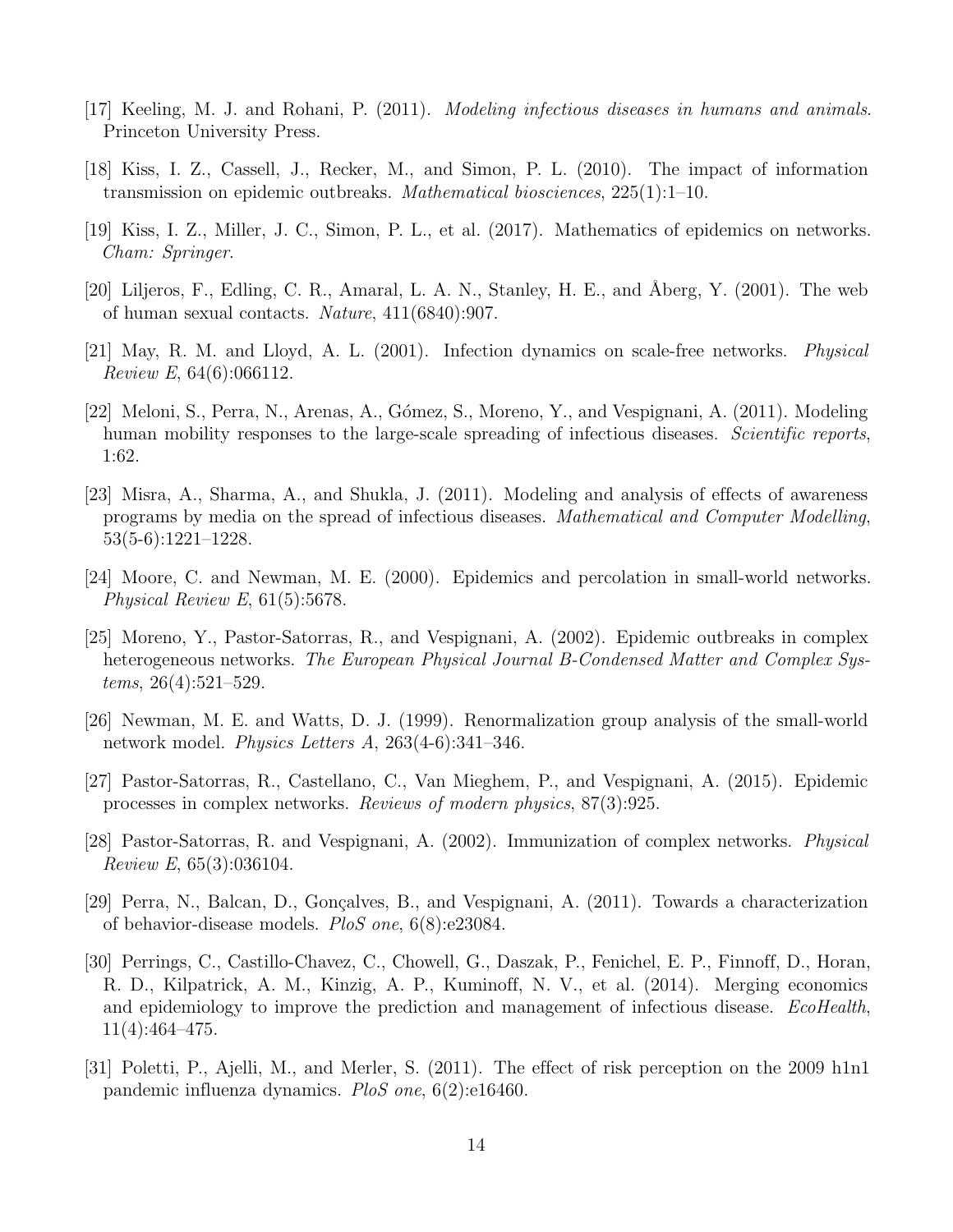[17] Keeling, M. J. and Rohani, P. (2011). *Modeling infectious diseases in humans and animals*. Princeton University Press.

[18] Kiss, I. Z., Cassell, J., Recker, M., and Simon, P. L. (2010). The impact of information transmission on epidemic outbreaks. *Mathematical biosciences*, 225(1):1–10.

[19] Kiss, I. Z., Miller, J. C., Simon, P. L., et al. (2017). Mathematics of epidemics on networks. *Cham: Springer*.

[20] Liljeros, F., Edling, C. R., Amaral, L. A. N., Stanley, H. E., and Åberg, Y. (2001). The web of human sexual contacts. *Nature*, 411(6840):907.

[21] May, R. M. and Lloyd, A. L. (2001). Infection dynamics on scale-free networks. *Physical Review E*, 64(6):066112.

[22] Meloni, S., Perra, N., Arenas, A., Gómez, S., Moreno, Y., and Vespignani, A. (2011). Modeling human mobility responses to the large-scale spreading of infectious diseases. *Scientific reports*, 1:62.

[23] Misra, A., Sharma, A., and Shukla, J. (2011). Modeling and analysis of effects of awareness programs by media on the spread of infectious diseases. *Mathematical and Computer Modelling*, 53(5-6):1221–1228.

[24] Moore, C. and Newman, M. E. (2000). Epidemics and percolation in small-world networks. *Physical Review E*, 61(5):5678.

[25] Moreno, Y., Pastor-Satorras, R., and Vespignani, A. (2002). Epidemic outbreaks in complex heterogeneous networks. *The European Physical Journal B-Condensed Matter and Complex Systems*, 26(4):521–529.

[26] Newman, M. E. and Watts, D. J. (1999). Renormalization group analysis of the small-world network model. *Physics Letters A*, 263(4-6):341–346.

[27] Pastor-Satorras, R., Castellano, C., Van Mieghem, P., and Vespignani, A. (2015). Epidemic processes in complex networks. *Reviews of modern physics*, 87(3):925.

[28] Pastor-Satorras, R. and Vespignani, A. (2002). Immunization of complex networks. *Physical Review E*, 65(3):036104.

[29] Perra, N., Balcan, D., Gonçalves, B., and Vespignani, A. (2011). Towards a characterization of behavior-disease models. *PloS one*, 6(8):e23084.

[30] Perrings, C., Castillo-Chavez, C., Chowell, G., Daszak, P., Fenichel, E. P., Finnoff, D., Horan, R. D., Kilpatrick, A. M., Kinzig, A. P., Kuminoff, N. V., et al. (2014). Merging economics and epidemiology to improve the prediction and management of infectious disease. *EcoHealth*, 11(4):464–475.

[31] Poletti, P., Ajelli, M., and Merler, S. (2011). The effect of risk perception on the 2009 h1n1 pandemic influenza dynamics. *PloS one*, 6(2):e16460.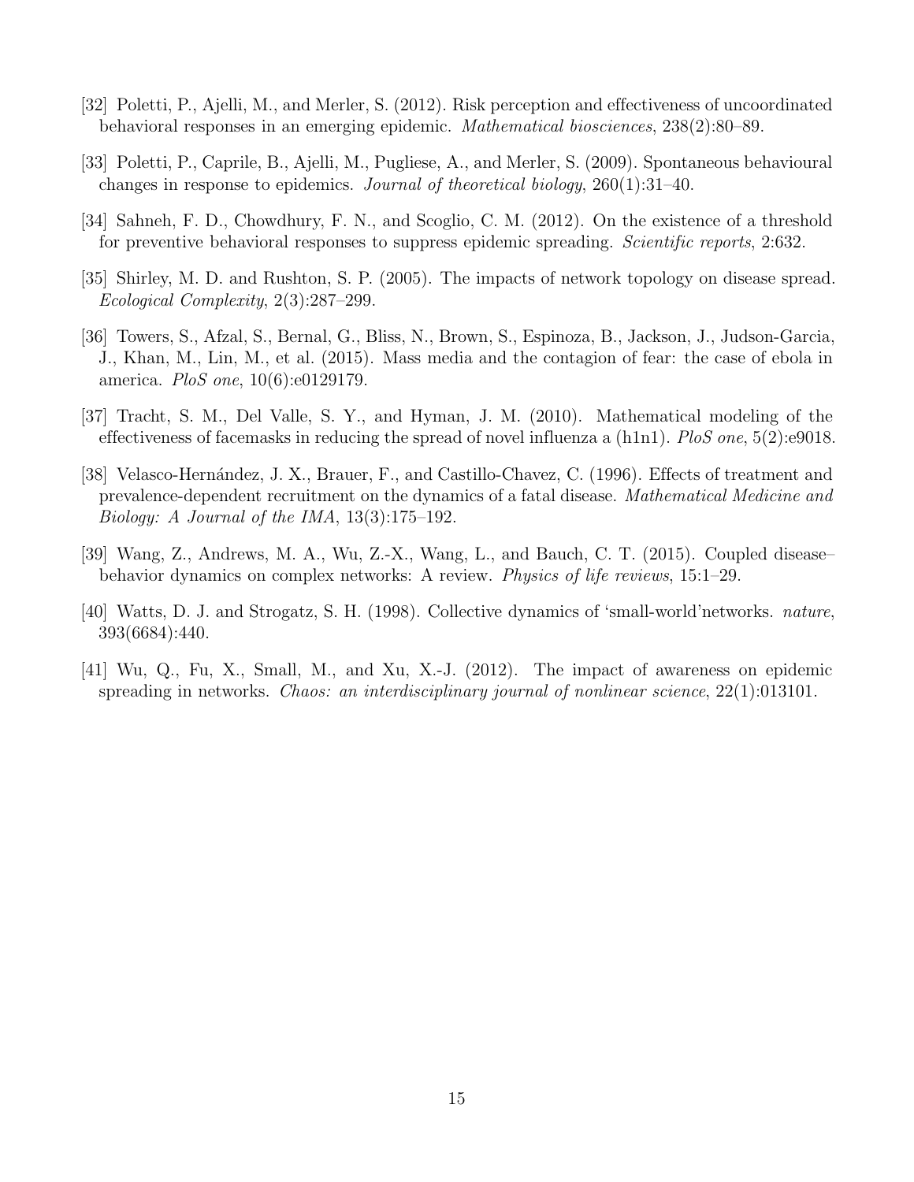[32] Poletti, P., Ajelli, M., and Merler, S. (2012). Risk perception and effectiveness of uncoordinated behavioral responses in an emerging epidemic. *Mathematical biosciences*, 238(2):80–89.

[33] Poletti, P., Caprile, B., Ajelli, M., Pugliese, A., and Merler, S. (2009). Spontaneous behavioural changes in response to epidemics. *Journal of theoretical biology*, 260(1):31–40.

[34] Sahneh, F. D., Chowdhury, F. N., and Scoglio, C. M. (2012). On the existence of a threshold for preventive behavioral responses to suppress epidemic spreading. *Scientific reports*, 2:632.

[35] Shirley, M. D. and Rushton, S. P. (2005). The impacts of network topology on disease spread. *Ecological Complexity*, 2(3):287–299.

[36] Towers, S., Afzal, S., Bernal, G., Bliss, N., Brown, S., Espinoza, B., Jackson, J., Judson-Garcia, J., Khan, M., Lin, M., et al. (2015). Mass media and the contagion of fear: the case of ebola in america. *PloS one*, 10(6):e0129179.

[37] Tracht, S. M., Del Valle, S. Y., and Hyman, J. M. (2010). Mathematical modeling of the effectiveness of facemasks in reducing the spread of novel influenza a (h1n1). *PloS one*, 5(2):e9018.

[38] Velasco-Hernández, J. X., Brauer, F., and Castillo-Chavez, C. (1996). Effects of treatment and prevalence-dependent recruitment on the dynamics of a fatal disease. *Mathematical Medicine and Biology: A Journal of the IMA*, 13(3):175–192.

[39] Wang, Z., Andrews, M. A., Wu, Z.-X., Wang, L., and Bauch, C. T. (2015). Coupled disease–behavior dynamics on complex networks: A review. *Physics of life reviews*, 15:1–29.

[40] Watts, D. J. and Strogatz, S. H. (1998). Collective dynamics of 'small-world'networks. *nature*, 393(6684):440.

[41] Wu, Q., Fu, X., Small, M., and Xu, X.-J. (2012). The impact of awareness on epidemic spreading in networks. *Chaos: an interdisciplinary journal of nonlinear science*, 22(1):013101.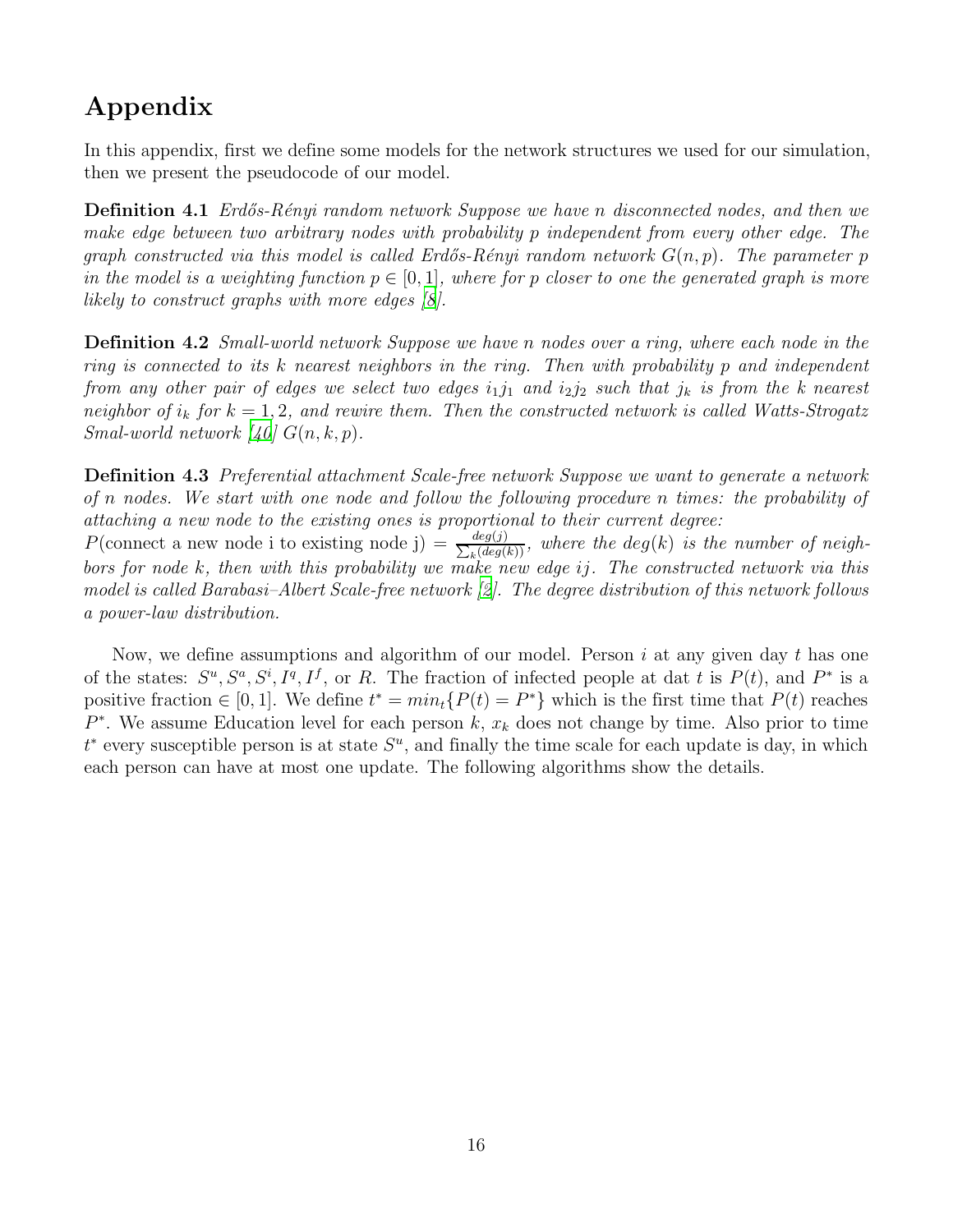# Appendix

In this appendix, first we define some models for the network structures we used for our simulation, then we present the pseudocode of our model.

**Definition 4.1** *Erdős-Rényi random network Suppose we have $n$ disconnected nodes, and then we make edge between two arbitrary nodes with probability $p$ independent from every other edge. The graph constructed via this model is called Erdős-Rényi random network $G(n, p)$. The parameter $p$ in the model is a weighting function $p \in [0, 1]$, where for $p$ closer to one the generated graph is more likely to construct graphs with more edges [8].*

**Definition 4.2** *Small-world network Suppose we have $n$ nodes over a ring, where each node in the ring is connected to its $k$ nearest neighbors in the ring. Then with probability $p$ and independent from any other pair of edges we select two edges $i_1j_1$ and $i_2j_2$ such that $j_k$ is from the $k$ nearest neighbor of $i_k$ for $k = 1, 2$, and rewire them. Then the constructed network is called Watts-Strogatz Smal-world network [40] $G(n, k, p)$.*

**Definition 4.3** *Preferential attachment Scale-free network Suppose we want to generate a network of $n$ nodes. We start with one node and follow the following procedure $n$ times: the probability of attaching a new node to the existing ones is proportional to their current degree:*
$P(\text{connect a new node i to existing node j}) = \frac{deg(j)}{\sum_k (deg(k))}$, *where the $deg(k)$ is the number of neighbors for node $k$, then with this probability we make new edge $ij$. The constructed network via this model is called Barabasi–Albert Scale-free network [2]. The degree distribution of this network follows a power-law distribution.*

Now, we define assumptions and algorithm of our model. Person $i$ at any given day $t$ has one of the states: $S^u, S^a, S^i, I^q, I^f$, or $R$. The fraction of infected people at dat $t$ is $P(t)$, and $P^*$ is a positive fraction $\in [0, 1]$. We define $t^* = min_t\{P(t) = P^*\}$ which is the first time that $P(t)$ reaches $P^*$. We assume Education level for each person $k$, $x_k$ does not change by time. Also prior to time $t^*$ every susceptible person is at state $S^u$, and finally the time scale for each update is day, in which each person can have at most one update. The following algorithms show the details.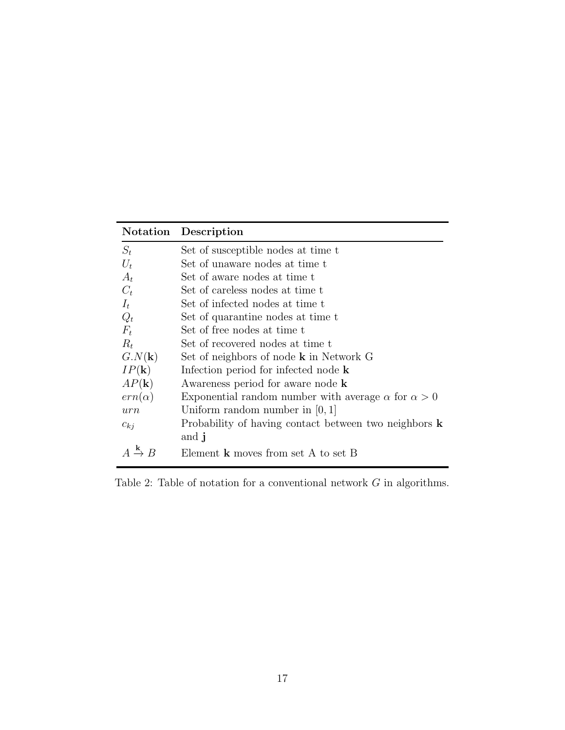| **Notation** | **Description** |
|---|---|
| $S_t$ | Set of susceptible nodes at time t |
| $U_t$ | Set of unaware nodes at time t |
| $A_t$ | Set of aware nodes at time t |
| $C_t$ | Set of careless nodes at time t |
| $I_t$ | Set of infected nodes at time t |
| $Q_t$ | Set of quarantine nodes at time t |
| $F_t$ | Set of free nodes at time t |
| $R_t$ | Set of recovered nodes at time t |
| $G.N(\mathbf{k})$ | Set of neighbors of node **k** in Network G |
| $IP(\mathbf{k})$ | Infection period for infected node **k** |
| $AP(\mathbf{k})$ | Awareness period for aware node **k** |
| $ern(\alpha)$ | Exponential random number with average $\alpha$ for $\alpha > 0$ |
| $urn$ | Uniform random number in $[0, 1]$ |
| $c_{kj}$ | Probability of having contact between two neighbors **k** and **j** |
| $A \xrightarrow{\mathbf{k}} B$ | Element **k** moves from set A to set B |

Table 2: Table of notation for a conventional network $G$ in algorithms.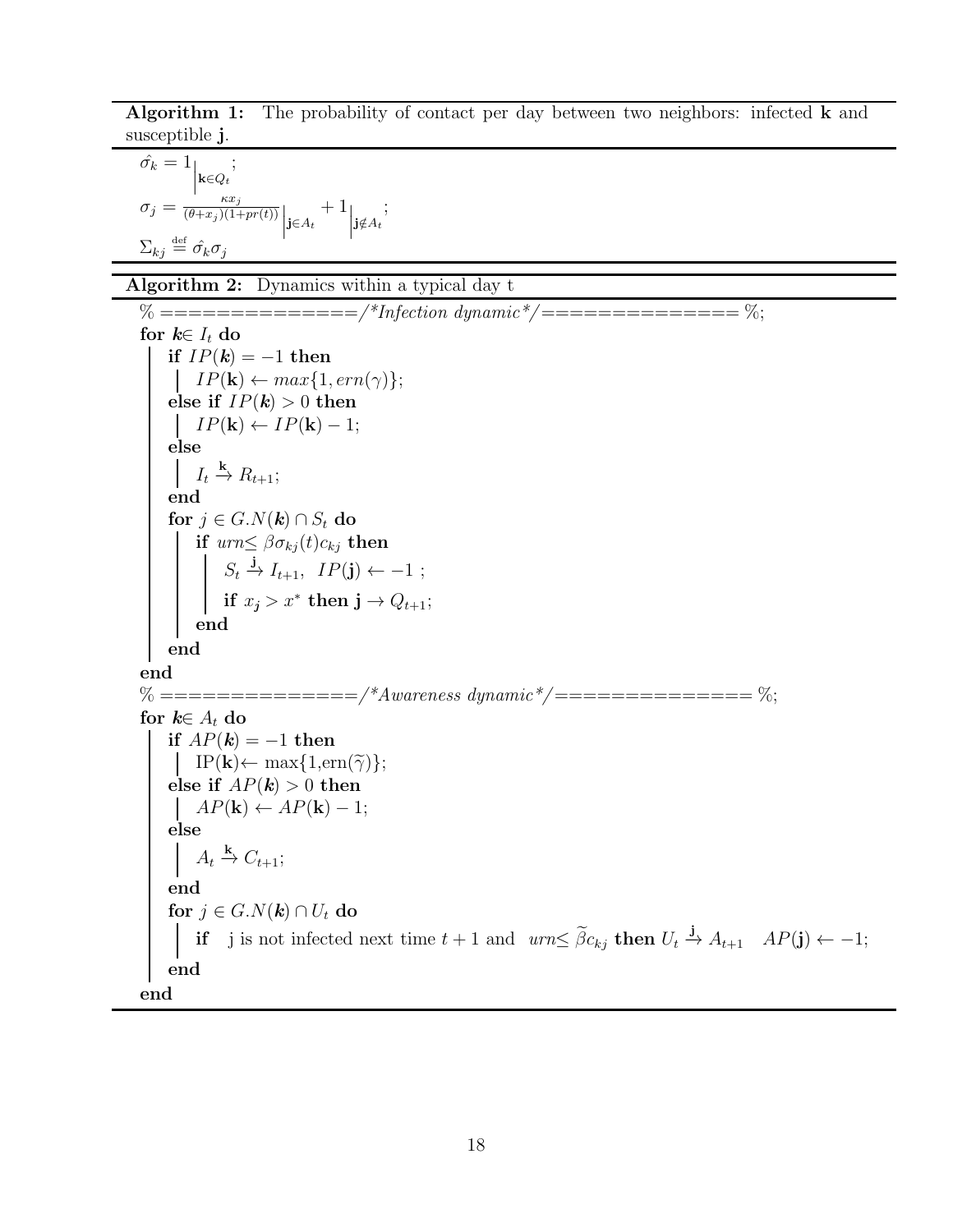**Algorithm 1:** The probability of contact per day between two neighbors: infected **k** and susceptible **j**.

```
σ̂_k = 1 |_{k∈Q_t} ;
σ_j = κx_j / ((θ+x_j)(1+pr(t))) |_{j∈A_t} + 1 |_{j∉A_t} ;
Σ_kj ≝ σ̂_k σ_j
```

$\hat{\sigma_k} = 1\Big|_{\mathbf{k}\in Q_t}$;

$\sigma_j = \frac{\kappa x_j}{(\theta+x_j)(1+pr(t))}\Big|_{\mathbf{j}\in A_t} + 1\Big|_{\mathbf{j}\notin A_t}$;

$\Sigma_{kj} \stackrel{\text{def}}{=} \hat{\sigma}_k\sigma_j$

**Algorithm 2:** Dynamics within a typical day t

```
% ==============/*Infection dynamic*/============== %;
for k ∈ I_t do
    if IP(k) = −1 then
        IP(k) ← max{1, ern(γ)};
    else if IP(k) > 0 then
        IP(k) ← IP(k) − 1;
    else
        I_t —k→ R_{t+1};
    end
    for j ∈ G.N(k) ∩ S_t do
        if urn ≤ β σ_kj(t) c_kj then
            S_t —j→ I_{t+1},  IP(j) ← −1 ;
            if x_j > x* then j → Q_{t+1};
        end
    end
end
% ==============/*Awareness dynamic*/============== %;
for k ∈ A_t do
    if AP(k) = −1 then
        IP(k) ← max{1,ern(γ̃)};
    else if AP(k) > 0 then
        AP(k) ← AP(k) − 1;
    else
        A_t —k→ C_{t+1};
    end
    for j ∈ G.N(k) ∩ U_t do
        if  j is not infected next time t+1 and  urn ≤ β̃ c_kj then U_t —j→ A_{t+1}   AP(j) ← −1;
    end
end
```